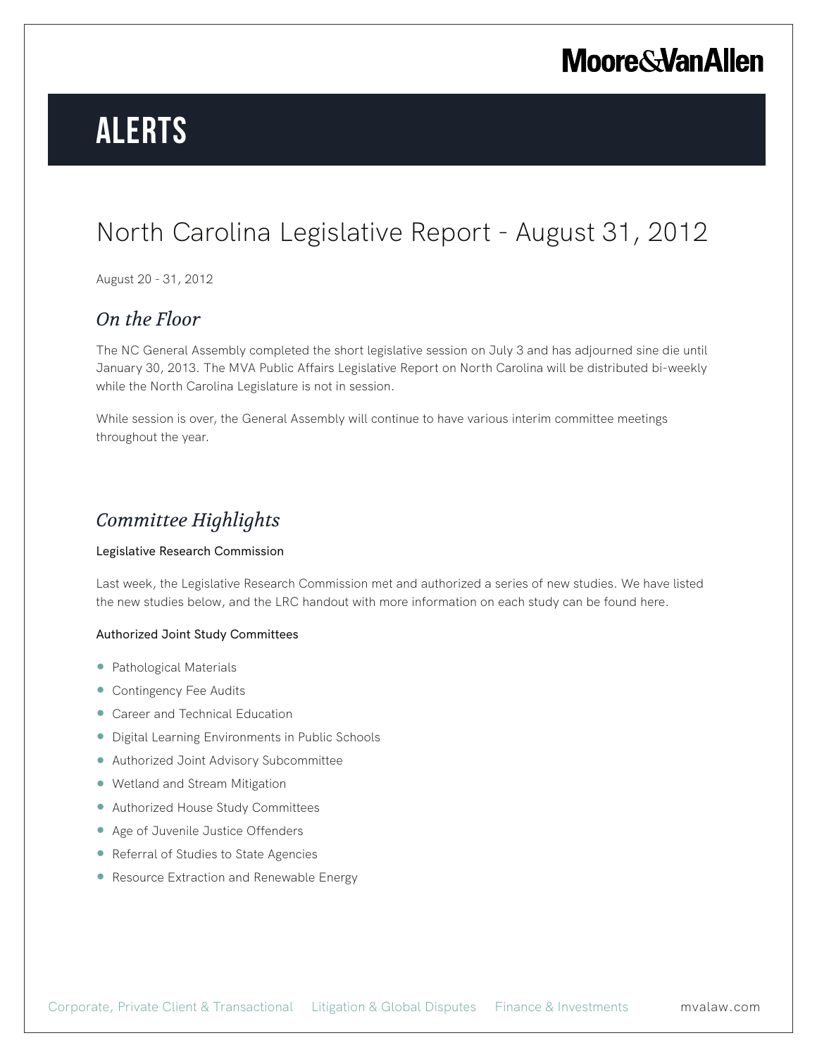# ALERTS

## North Carolina Legislative Report - August 31, 2012

August 20 - 31, 2012

### *On the Floor*

The NC General Assembly completed the short legislative session on July 3 and has adjourned sine die until January 30, 2013. The MVA Public Affairs Legislative Report on North Carolina will be distributed bi-weekly while the North Carolina Legislature is not in session.

While session is over, the General Assembly will continue to have various interim committee meetings throughout the year.

### *Committee Highlights*

Legislative Research Commission

Last week, the Legislative Research Commission met and authorized a series of new studies. We have listed the new studies below, and the LRC handout with more information on each study can be found here.

Authorized Joint Study Committees

- Pathological Materials
- Contingency Fee Audits
- Career and Technical Education
- Digital Learning Environments in Public Schools
- Authorized Joint Advisory Subcommittee
- Wetland and Stream Mitigation
- Authorized House Study Committees
- Age of Juvenile Justice Offenders
- Referral of Studies to State Agencies
- Resource Extraction and Renewable Energy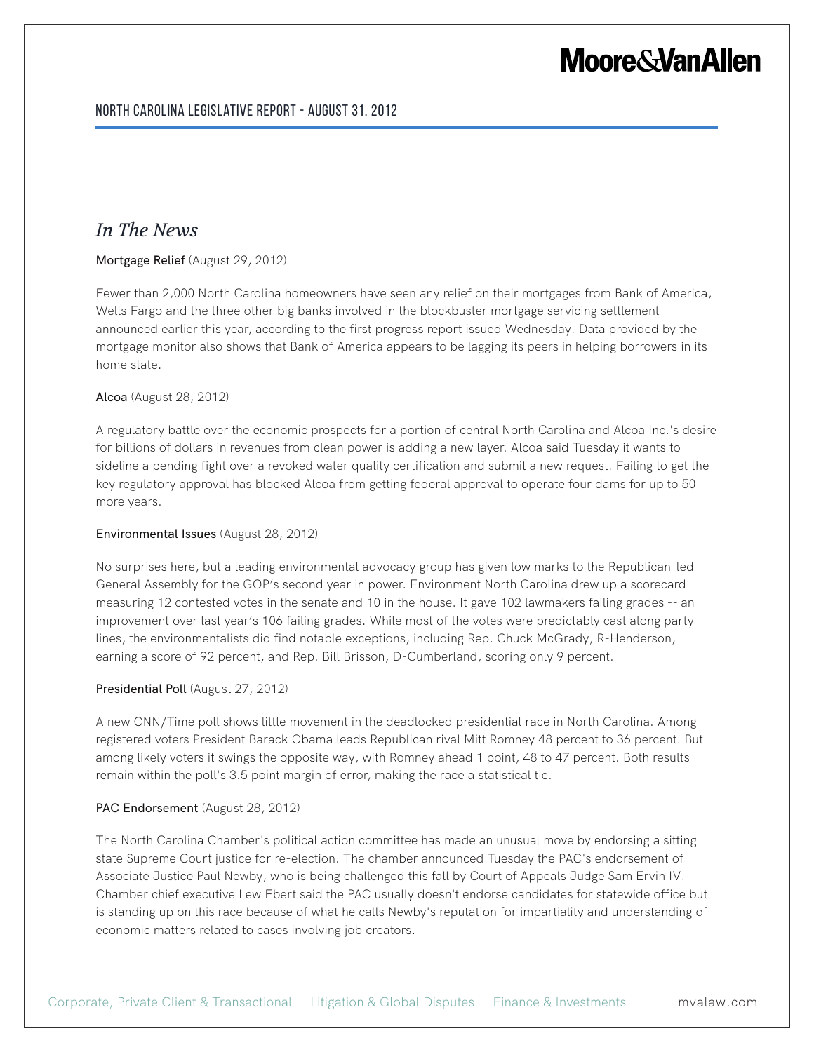## In The News

**Mortgage Relief** (August 29, 2012)

Fewer than 2,000 North Carolina homeowners have seen any relief on their mortgages from Bank of America, Wells Fargo and the three other big banks involved in the blockbuster mortgage servicing settlement announced earlier this year, according to the first progress report issued Wednesday. Data provided by the mortgage monitor also shows that Bank of America appears to be lagging its peers in helping borrowers in its home state.

**Alcoa** (August 28, 2012)

A regulatory battle over the economic prospects for a portion of central North Carolina and Alcoa Inc.'s desire for billions of dollars in revenues from clean power is adding a new layer. Alcoa said Tuesday it wants to sideline a pending fight over a revoked water quality certification and submit a new request. Failing to get the key regulatory approval has blocked Alcoa from getting federal approval to operate four dams for up to 50 more years.

**Environmental Issues** (August 28, 2012)

No surprises here, but a leading environmental advocacy group has given low marks to the Republican-led General Assembly for the GOP's second year in power. Environment North Carolina drew up a scorecard measuring 12 contested votes in the senate and 10 in the house. It gave 102 lawmakers failing grades -- an improvement over last year's 106 failing grades. While most of the votes were predictably cast along party lines, the environmentalists did find notable exceptions, including Rep. Chuck McGrady, R-Henderson, earning a score of 92 percent, and Rep. Bill Brisson, D-Cumberland, scoring only 9 percent.

**Presidential Poll** (August 27, 2012)

A new CNN/Time poll shows little movement in the deadlocked presidential race in North Carolina. Among registered voters President Barack Obama leads Republican rival Mitt Romney 48 percent to 36 percent. But among likely voters it swings the opposite way, with Romney ahead 1 point, 48 to 47 percent. Both results remain within the poll's 3.5 point margin of error, making the race a statistical tie.

**PAC Endorsement** (August 28, 2012)

The North Carolina Chamber's political action committee has made an unusual move by endorsing a sitting state Supreme Court justice for re-election. The chamber announced Tuesday the PAC's endorsement of Associate Justice Paul Newby, who is being challenged this fall by Court of Appeals Judge Sam Ervin IV. Chamber chief executive Lew Ebert said the PAC usually doesn't endorse candidates for statewide office but is standing up on this race because of what he calls Newby's reputation for impartiality and understanding of economic matters related to cases involving job creators.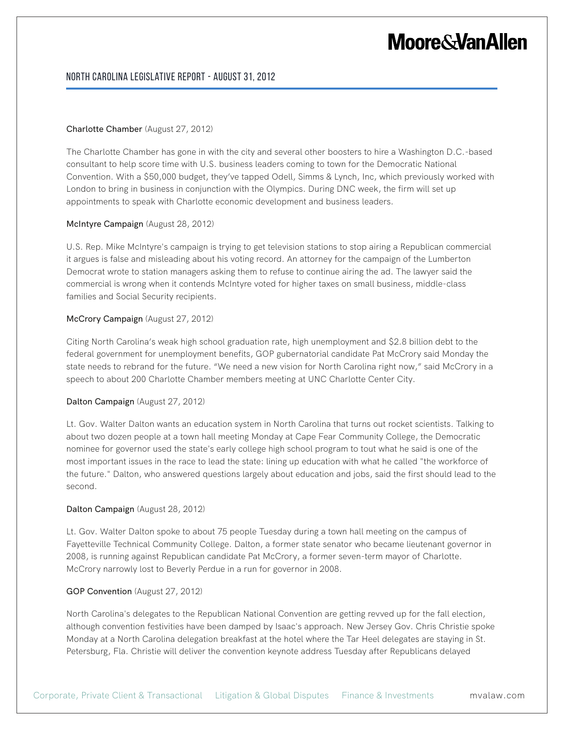**Charlotte Chamber** (August 27, 2012)

The Charlotte Chamber has gone in with the city and several other boosters to hire a Washington D.C.-based consultant to help score time with U.S. business leaders coming to town for the Democratic National Convention. With a $50,000 budget, they've tapped Odell, Simms & Lynch, Inc, which previously worked with London to bring in business in conjunction with the Olympics. During DNC week, the firm will set up appointments to speak with Charlotte economic development and business leaders.

**McIntyre Campaign** (August 28, 2012)

U.S. Rep. Mike McIntyre's campaign is trying to get television stations to stop airing a Republican commercial it argues is false and misleading about his voting record. An attorney for the campaign of the Lumberton Democrat wrote to station managers asking them to refuse to continue airing the ad. The lawyer said the commercial is wrong when it contends McIntyre voted for higher taxes on small business, middle-class families and Social Security recipients.

**McCrory Campaign** (August 27, 2012)

Citing North Carolina's weak high school graduation rate, high unemployment and $2.8 billion debt to the federal government for unemployment benefits, GOP gubernatorial candidate Pat McCrory said Monday the state needs to rebrand for the future. "We need a new vision for North Carolina right now," said McCrory in a speech to about 200 Charlotte Chamber members meeting at UNC Charlotte Center City.

**Dalton Campaign** (August 27, 2012)

Lt. Gov. Walter Dalton wants an education system in North Carolina that turns out rocket scientists. Talking to about two dozen people at a town hall meeting Monday at Cape Fear Community College, the Democratic nominee for governor used the state's early college high school program to tout what he said is one of the most important issues in the race to lead the state: lining up education with what he called "the workforce of the future." Dalton, who answered questions largely about education and jobs, said the first should lead to the second.

**Dalton Campaign** (August 28, 2012)

Lt. Gov. Walter Dalton spoke to about 75 people Tuesday during a town hall meeting on the campus of Fayetteville Technical Community College. Dalton, a former state senator who became lieutenant governor in 2008, is running against Republican candidate Pat McCrory, a former seven-term mayor of Charlotte. McCrory narrowly lost to Beverly Perdue in a run for governor in 2008.

**GOP Convention** (August 27, 2012)

North Carolina's delegates to the Republican National Convention are getting revved up for the fall election, although convention festivities have been damped by Isaac's approach. New Jersey Gov. Chris Christie spoke Monday at a North Carolina delegation breakfast at the hotel where the Tar Heel delegates are staying in St. Petersburg, Fla. Christie will deliver the convention keynote address Tuesday after Republicans delayed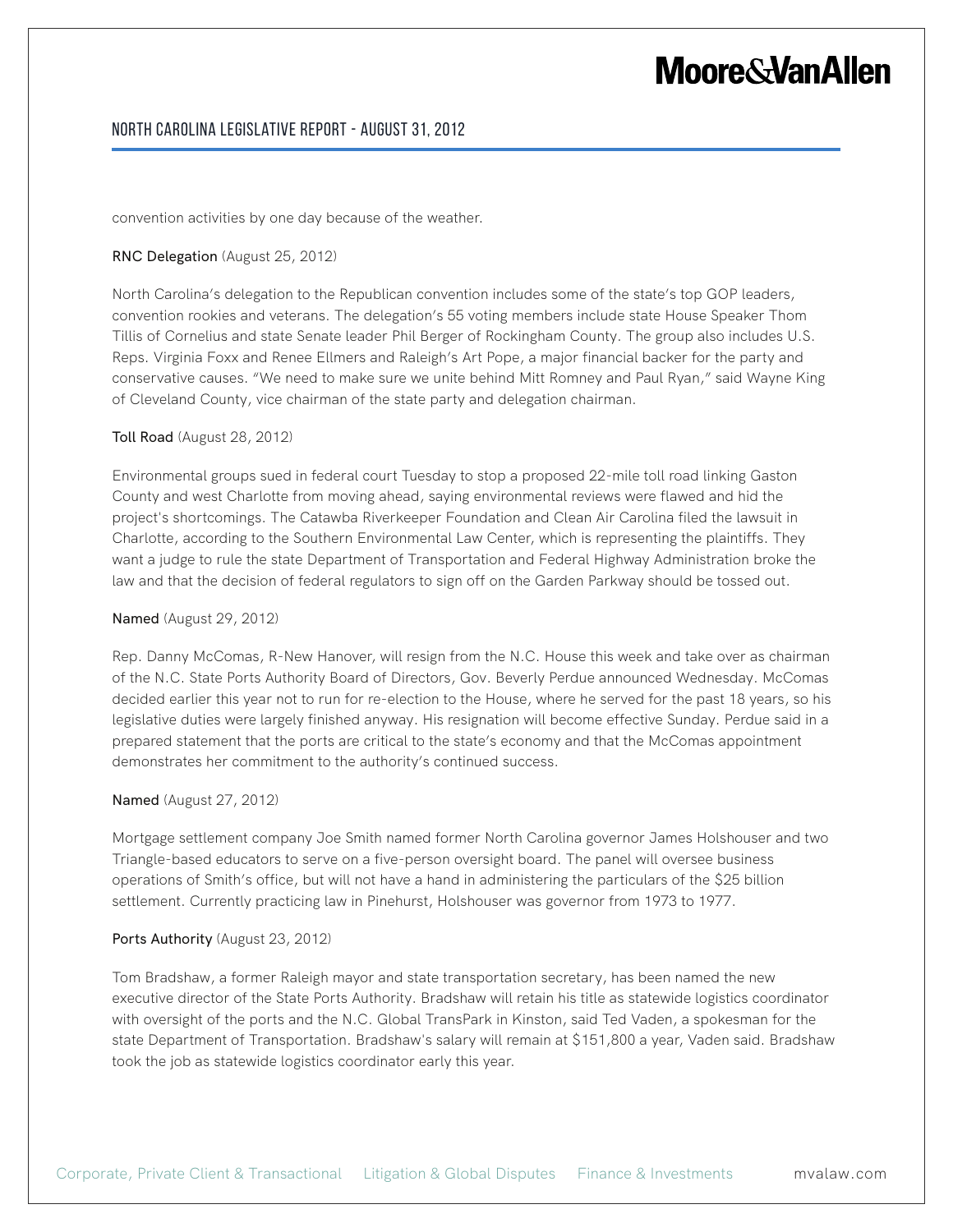convention activities by one day because of the weather.

**RNC Delegation** (August 25, 2012)

North Carolina's delegation to the Republican convention includes some of the state's top GOP leaders, convention rookies and veterans. The delegation's 55 voting members include state House Speaker Thom Tillis of Cornelius and state Senate leader Phil Berger of Rockingham County. The group also includes U.S. Reps. Virginia Foxx and Renee Ellmers and Raleigh's Art Pope, a major financial backer for the party and conservative causes. "We need to make sure we unite behind Mitt Romney and Paul Ryan," said Wayne King of Cleveland County, vice chairman of the state party and delegation chairman.

**Toll Road** (August 28, 2012)

Environmental groups sued in federal court Tuesday to stop a proposed 22-mile toll road linking Gaston County and west Charlotte from moving ahead, saying environmental reviews were flawed and hid the project's shortcomings. The Catawba Riverkeeper Foundation and Clean Air Carolina filed the lawsuit in Charlotte, according to the Southern Environmental Law Center, which is representing the plaintiffs. They want a judge to rule the state Department of Transportation and Federal Highway Administration broke the law and that the decision of federal regulators to sign off on the Garden Parkway should be tossed out.

**Named** (August 29, 2012)

Rep. Danny McComas, R-New Hanover, will resign from the N.C. House this week and take over as chairman of the N.C. State Ports Authority Board of Directors, Gov. Beverly Perdue announced Wednesday. McComas decided earlier this year not to run for re-election to the House, where he served for the past 18 years, so his legislative duties were largely finished anyway. His resignation will become effective Sunday. Perdue said in a prepared statement that the ports are critical to the state's economy and that the McComas appointment demonstrates her commitment to the authority's continued success.

**Named** (August 27, 2012)

Mortgage settlement company Joe Smith named former North Carolina governor James Holshouser and two Triangle-based educators to serve on a five-person oversight board. The panel will oversee business operations of Smith's office, but will not have a hand in administering the particulars of the $25 billion settlement. Currently practicing law in Pinehurst, Holshouser was governor from 1973 to 1977.

**Ports Authority** (August 23, 2012)

Tom Bradshaw, a former Raleigh mayor and state transportation secretary, has been named the new executive director of the State Ports Authority. Bradshaw will retain his title as statewide logistics coordinator with oversight of the ports and the N.C. Global TransPark in Kinston, said Ted Vaden, a spokesman for the state Department of Transportation. Bradshaw's salary will remain at $151,800 a year, Vaden said. Bradshaw took the job as statewide logistics coordinator early this year.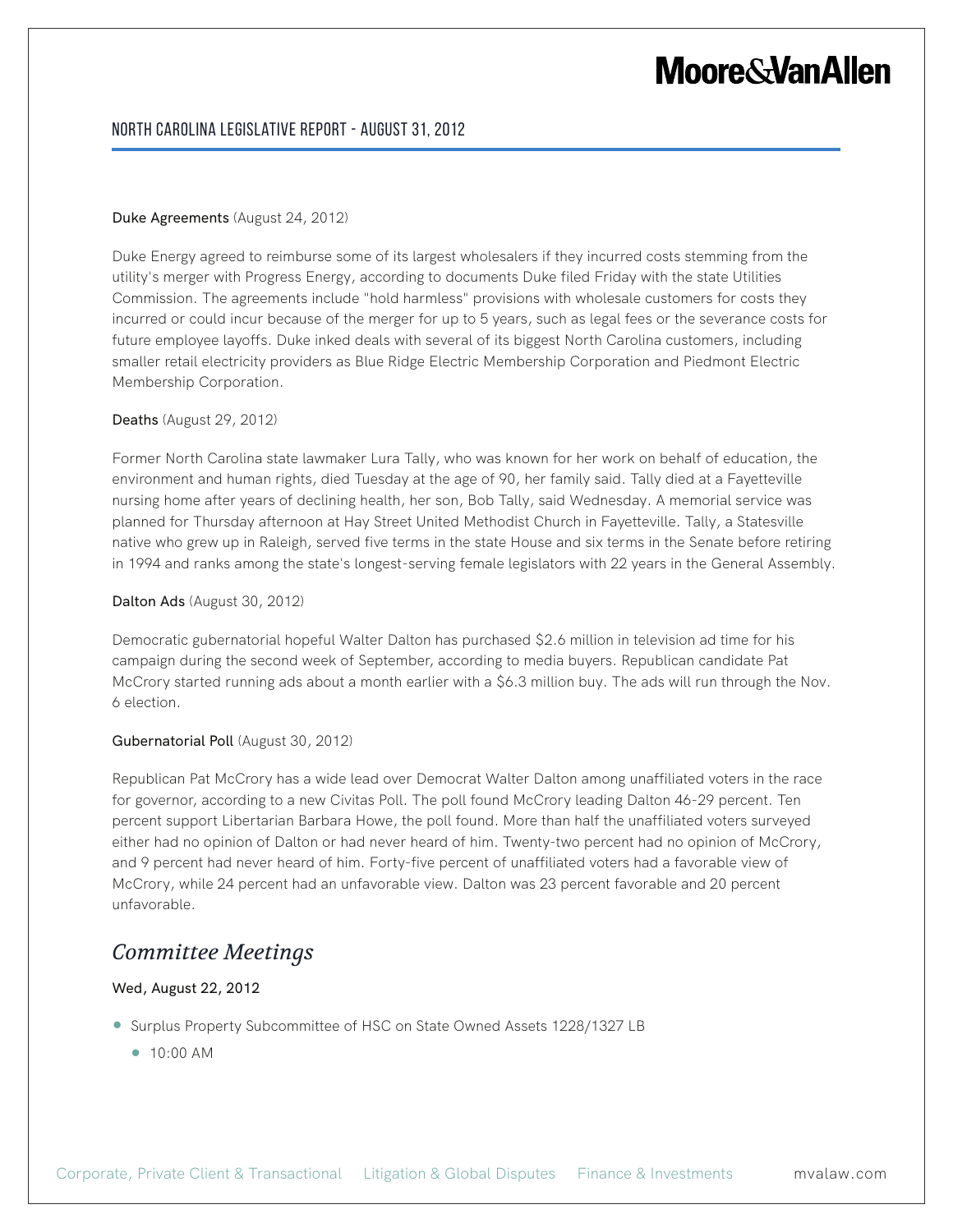**Duke Agreements** (August 24, 2012)

Duke Energy agreed to reimburse some of its largest wholesalers if they incurred costs stemming from the utility's merger with Progress Energy, according to documents Duke filed Friday with the state Utilities Commission. The agreements include "hold harmless" provisions with wholesale customers for costs they incurred or could incur because of the merger for up to 5 years, such as legal fees or the severance costs for future employee layoffs. Duke inked deals with several of its biggest North Carolina customers, including smaller retail electricity providers as Blue Ridge Electric Membership Corporation and Piedmont Electric Membership Corporation.

**Deaths** (August 29, 2012)

Former North Carolina state lawmaker Lura Tally, who was known for her work on behalf of education, the environment and human rights, died Tuesday at the age of 90, her family said. Tally died at a Fayetteville nursing home after years of declining health, her son, Bob Tally, said Wednesday. A memorial service was planned for Thursday afternoon at Hay Street United Methodist Church in Fayetteville. Tally, a Statesville native who grew up in Raleigh, served five terms in the state House and six terms in the Senate before retiring in 1994 and ranks among the state's longest-serving female legislators with 22 years in the General Assembly.

**Dalton Ads** (August 30, 2012)

Democratic gubernatorial hopeful Walter Dalton has purchased $2.6 million in television ad time for his campaign during the second week of September, according to media buyers. Republican candidate Pat McCrory started running ads about a month earlier with a $6.3 million buy. The ads will run through the Nov. 6 election.

**Gubernatorial Poll** (August 30, 2012)

Republican Pat McCrory has a wide lead over Democrat Walter Dalton among unaffiliated voters in the race for governor, according to a new Civitas Poll. The poll found McCrory leading Dalton 46-29 percent. Ten percent support Libertarian Barbara Howe, the poll found. More than half the unaffiliated voters surveyed either had no opinion of Dalton or had never heard of him. Twenty-two percent had no opinion of McCrory, and 9 percent had never heard of him. Forty-five percent of unaffiliated voters had a favorable view of McCrory, while 24 percent had an unfavorable view. Dalton was 23 percent favorable and 20 percent unfavorable.

## *Committee Meetings*

**Wed, August 22, 2012**

- Surplus Property Subcommittee of HSC on State Owned Assets 1228/1327 LB
  - 10:00 AM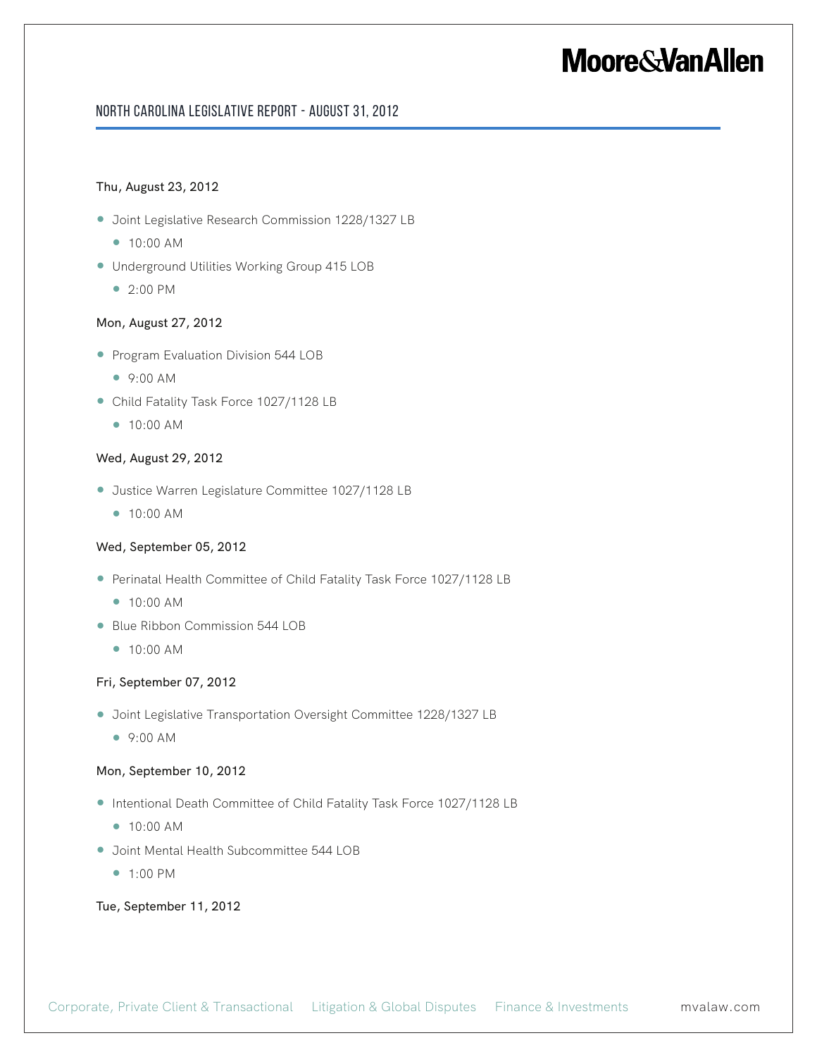Thu, August 23, 2012

- Joint Legislative Research Commission 1228/1327 LB
    - 10:00 AM
- Underground Utilities Working Group 415 LOB
    - 2:00 PM

Mon, August 27, 2012

- Program Evaluation Division 544 LOB
    - 9:00 AM
- Child Fatality Task Force 1027/1128 LB
    - 10:00 AM

Wed, August 29, 2012

- Justice Warren Legislature Committee 1027/1128 LB
    - 10:00 AM

Wed, September 05, 2012

- Perinatal Health Committee of Child Fatality Task Force 1027/1128 LB
    - 10:00 AM
- Blue Ribbon Commission 544 LOB
    - 10:00 AM

Fri, September 07, 2012

- Joint Legislative Transportation Oversight Committee 1228/1327 LB
    - 9:00 AM

Mon, September 10, 2012

- Intentional Death Committee of Child Fatality Task Force 1027/1128 LB
    - 10:00 AM
- Joint Mental Health Subcommittee 544 LOB
    - 1:00 PM

Tue, September 11, 2012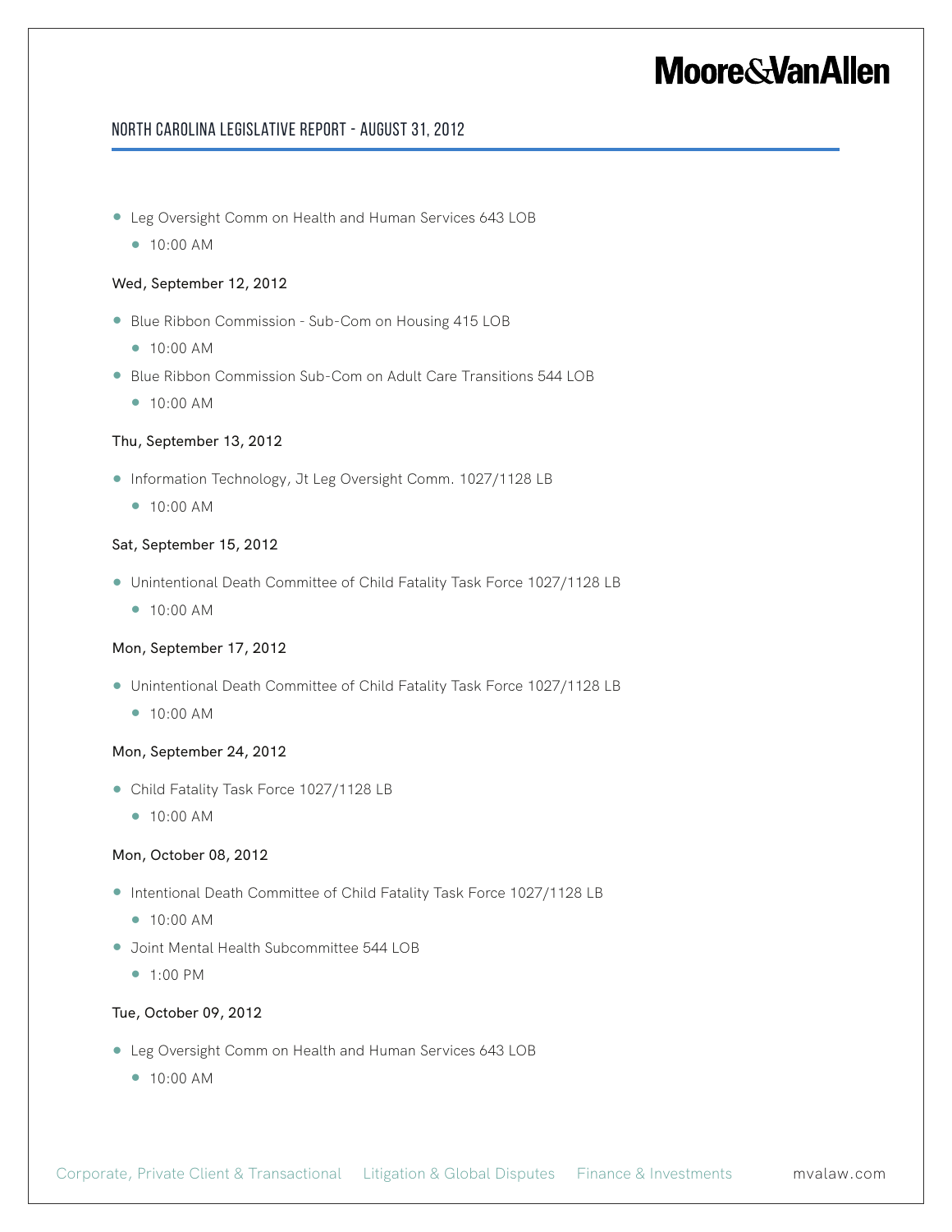- Leg Oversight Comm on Health and Human Services 643 LOB
  - 10:00 AM

Wed, September 12, 2012

- Blue Ribbon Commission - Sub-Com on Housing 415 LOB
  - 10:00 AM
- Blue Ribbon Commission Sub-Com on Adult Care Transitions 544 LOB
  - 10:00 AM

Thu, September 13, 2012

- Information Technology, Jt Leg Oversight Comm. 1027/1128 LB
  - 10:00 AM

Sat, September 15, 2012

- Unintentional Death Committee of Child Fatality Task Force 1027/1128 LB
  - 10:00 AM

Mon, September 17, 2012

- Unintentional Death Committee of Child Fatality Task Force 1027/1128 LB
  - 10:00 AM

Mon, September 24, 2012

- Child Fatality Task Force 1027/1128 LB
  - 10:00 AM

Mon, October 08, 2012

- Intentional Death Committee of Child Fatality Task Force 1027/1128 LB
  - 10:00 AM
- Joint Mental Health Subcommittee 544 LOB
  - 1:00 PM

Tue, October 09, 2012

- Leg Oversight Comm on Health and Human Services 643 LOB
  - 10:00 AM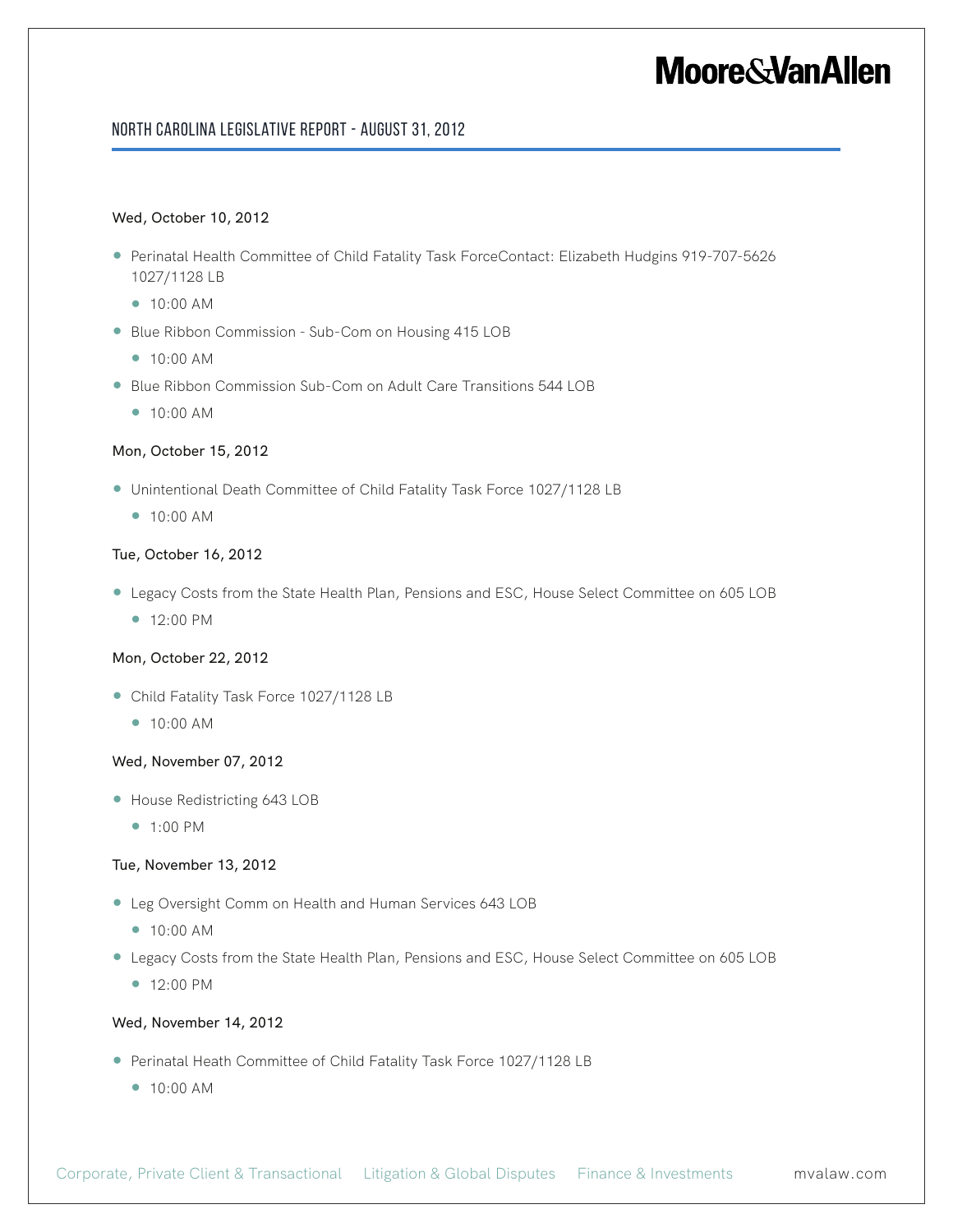Wed, October 10, 2012

- Perinatal Health Committee of Child Fatality Task ForceContact: Elizabeth Hudgins 919-707-5626 1027/1128 LB
  - 10:00 AM
- Blue Ribbon Commission - Sub-Com on Housing 415 LOB
  - 10:00 AM
- Blue Ribbon Commission Sub-Com on Adult Care Transitions 544 LOB
  - 10:00 AM

Mon, October 15, 2012

- Unintentional Death Committee of Child Fatality Task Force 1027/1128 LB
  - 10:00 AM

Tue, October 16, 2012

- Legacy Costs from the State Health Plan, Pensions and ESC, House Select Committee on 605 LOB
  - 12:00 PM

Mon, October 22, 2012

- Child Fatality Task Force 1027/1128 LB
  - 10:00 AM

Wed, November 07, 2012

- House Redistricting 643 LOB
  - 1:00 PM

Tue, November 13, 2012

- Leg Oversight Comm on Health and Human Services 643 LOB
  - 10:00 AM
- Legacy Costs from the State Health Plan, Pensions and ESC, House Select Committee on 605 LOB
  - 12:00 PM

Wed, November 14, 2012

- Perinatal Heath Committee of Child Fatality Task Force 1027/1128 LB
  - 10:00 AM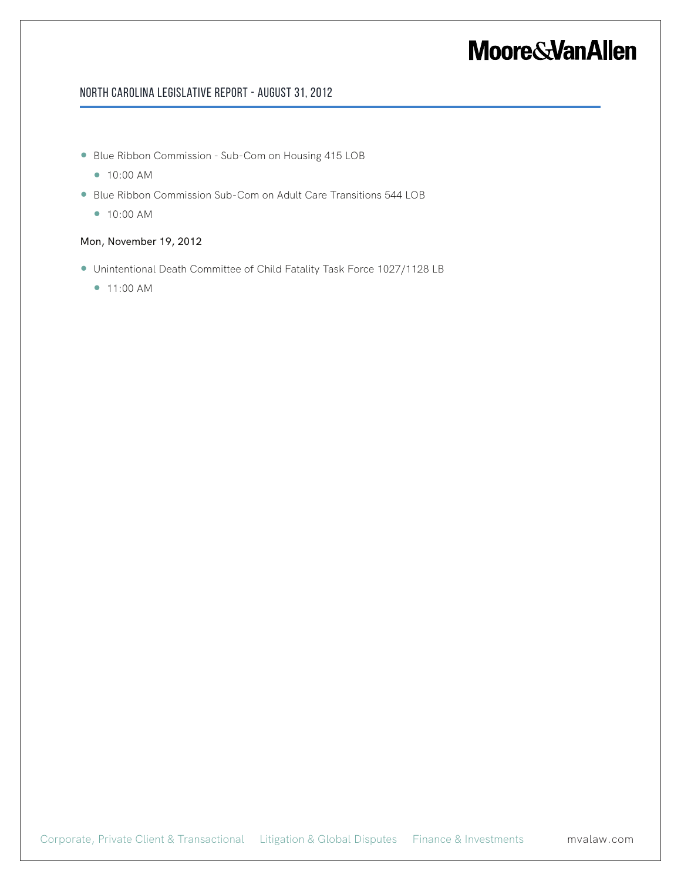- Blue Ribbon Commission - Sub-Com on Housing 415 LOB
  - 10:00 AM
- Blue Ribbon Commission Sub-Com on Adult Care Transitions 544 LOB
  - 10:00 AM

Mon, November 19, 2012

- Unintentional Death Committee of Child Fatality Task Force 1027/1128 LB
  - 11:00 AM